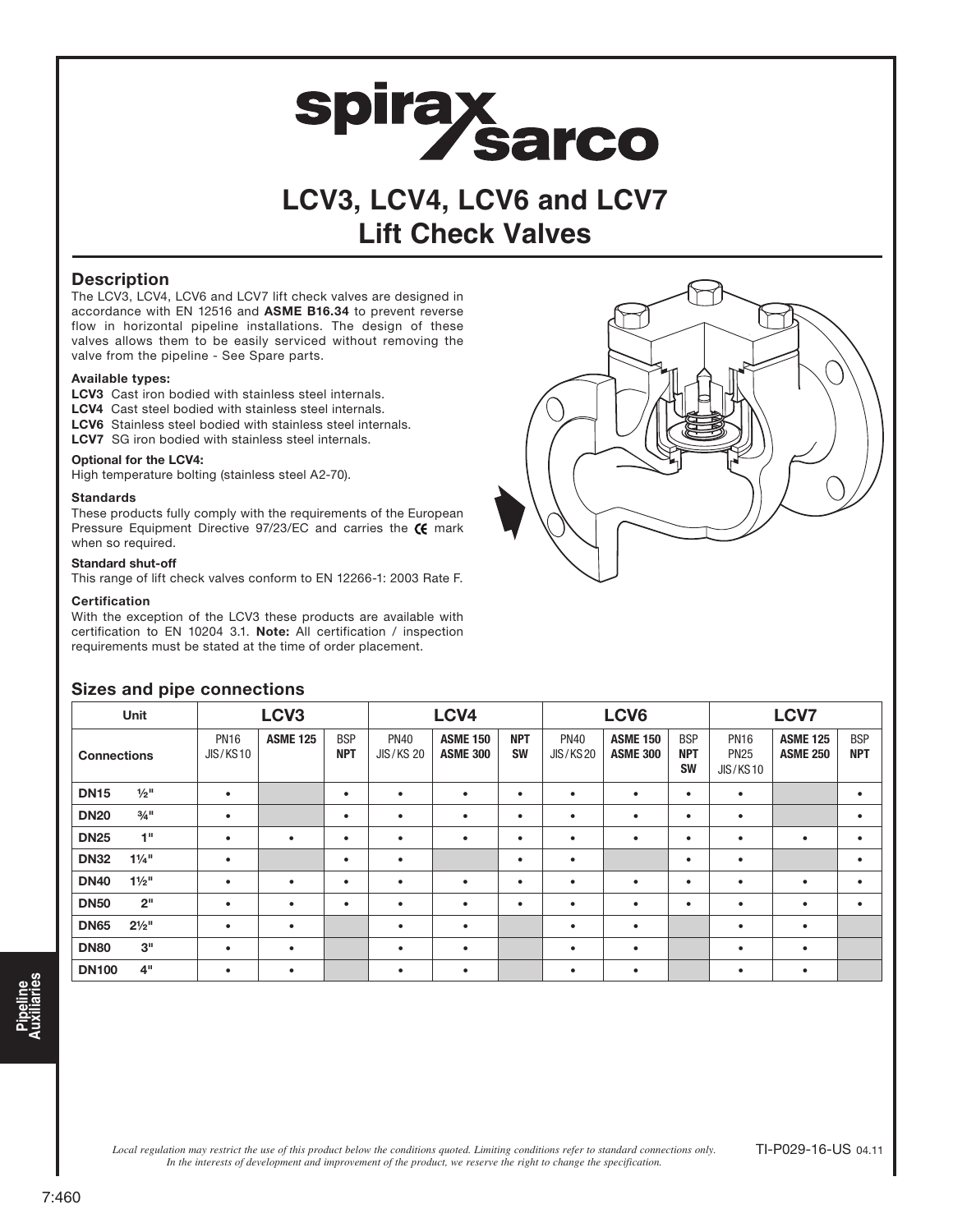# LCV3, LCV4, LCV6 and LCV7 Lift Check Valves

## Description

The LCV3, LCV4, LCV6 and LCV7 lift check valves are designed in accordance with EN 12516 and **ASME B16.34** to prevent reverse flow in horizontal pipeline installations. The design of these valves allows them to be easily serviced without removing the valve from the pipeline - See Spare parts.

#### Available types:

**LCV3** Cast iron bodied with stainless steel internals.
**LCV4** Cast steel bodied with stainless steel internals.
**LCV6** Stainless steel bodied with stainless steel internals.
**LCV7** SG iron bodied with stainless steel internals.

#### Optional for the LCV4:

High temperature bolting (stainless steel A2-70).

#### Standards

These products fully comply with the requirements of the European Pressure Equipment Directive 97/23/EC and carries the CE mark when so required.

#### Standard shut-off

This range of lift check valves conform to EN 12266-1: 2003 Rate F.

#### Certification

With the exception of the LCV3 these products are available with certification to EN 10204 3.1. **Note:** All certification / inspection requirements must be stated at the time of order placement.

## Sizes and pipe connections

| Unit | | LCV3 | | | LCV4 | | | LCV6 | | | LCV7 | | |
|---|---|---|---|---|---|---|---|---|---|---|---|---|---|
| Connections | | PN16 JIS/KS10 | ASME 125 | BSP NPT | PN40 JIS/KS 20 | ASME 150 ASME 300 | NPT SW | PN40 JIS/KS20 | ASME 150 ASME 300 | BSP NPT SW | PN16 PN25 JIS/KS10 | ASME 125 ASME 250 | BSP NPT |
| DN15 | ½" | • | | • | • | • | • | • | • | • | • | | • |
| DN20 | ¾" | • | | • | • | • | • | • | • | • | • | | • |
| DN25 | 1" | • | • | • | • | • | • | • | • | • | • | • | • |
| DN32 | 1¼" | • | | • | • | | • | • | | • | • | | • |
| DN40 | 1½" | • | • | • | • | • | • | • | • | • | • | • | • |
| DN50 | 2" | • | • | • | • | • | • | • | • | • | • | • | • |
| DN65 | 2½" | • | • | | • | • | | • | • | | • | • | |
| DN80 | 3" | • | • | | • | • | | • | • | | • | • | |
| DN100 | 4" | • | • | | • | • | | • | • | | • | • | |

*Local regulation may restrict the use of this product below the conditions quoted. Limiting conditions refer to standard connections only. In the interests of development and improvement of the product, we reserve the right to change the specification.*

TI-P029-16-US 04.11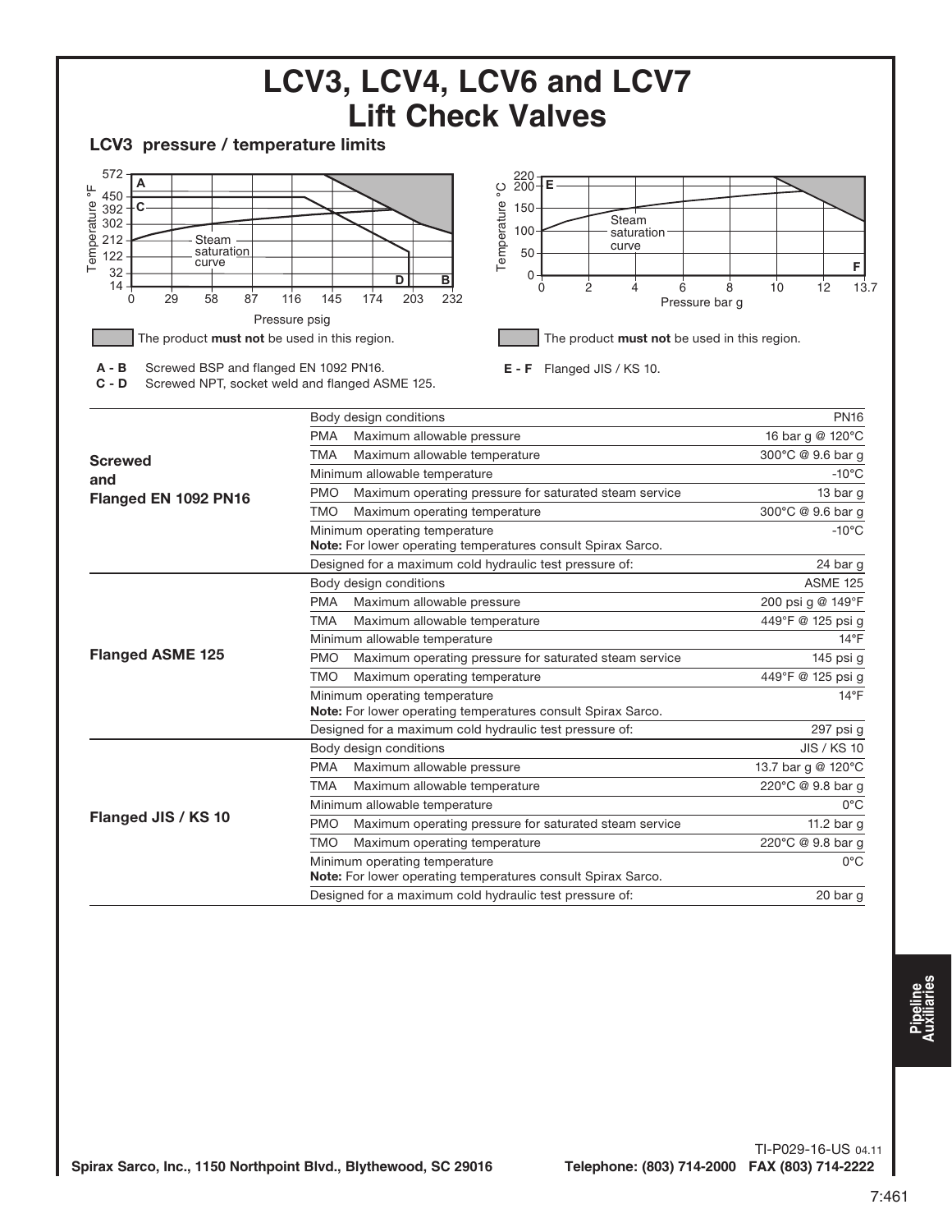# LCV3, LCV4, LCV6 and LCV7 Lift Check Valves

## LCV3 pressure / temperature limits

The product **must not** be used in this region.

**A - B** Screwed BSP and flanged EN 1092 PN16.
**C - D** Screwed NPT, socket weld and flanged ASME 125.

The product **must not** be used in this region.

**E - F** Flanged JIS / KS 10.

| | | |
|---|---|---|
| **Screwed and Flanged EN 1092 PN16** | Body design conditions | PN16 |
| | PMA Maximum allowable pressure | 16 bar g @ 120°C |
| | TMA Maximum allowable temperature | 300°C @ 9.6 bar g |
| | Minimum allowable temperature | -10°C |
| | PMO Maximum operating pressure for saturated steam service | 13 bar g |
| | TMO Maximum operating temperature | 300°C @ 9.6 bar g |
| | Minimum operating temperature<br>**Note:** For lower operating temperatures consult Spirax Sarco. | -10°C |
| | Designed for a maximum cold hydraulic test pressure of: | 24 bar g |
| **Flanged ASME 125** | Body design conditions | ASME 125 |
| | PMA Maximum allowable pressure | 200 psi g @ 149°F |
| | TMA Maximum allowable temperature | 449°F @ 125 psi g |
| | Minimum allowable temperature | 14°F |
| | PMO Maximum operating pressure for saturated steam service | 145 psi g |
| | TMO Maximum operating temperature | 449°F @ 125 psi g |
| | Minimum operating temperature<br>**Note:** For lower operating temperatures consult Spirax Sarco. | 14°F |
| | Designed for a maximum cold hydraulic test pressure of: | 297 psi g |
| **Flanged JIS / KS 10** | Body design conditions | JIS / KS 10 |
| | PMA Maximum allowable pressure | 13.7 bar g @ 120°C |
| | TMA Maximum allowable temperature | 220°C @ 9.8 bar g |
| | Minimum allowable temperature | 0°C |
| | PMO Maximum operating pressure for saturated steam service | 11.2 bar g |
| | TMO Maximum operating temperature | 220°C @ 9.8 bar g |
| | Minimum operating temperature<br>**Note:** For lower operating temperatures consult Spirax Sarco. | 0°C |
| | Designed for a maximum cold hydraulic test pressure of: | 20 bar g |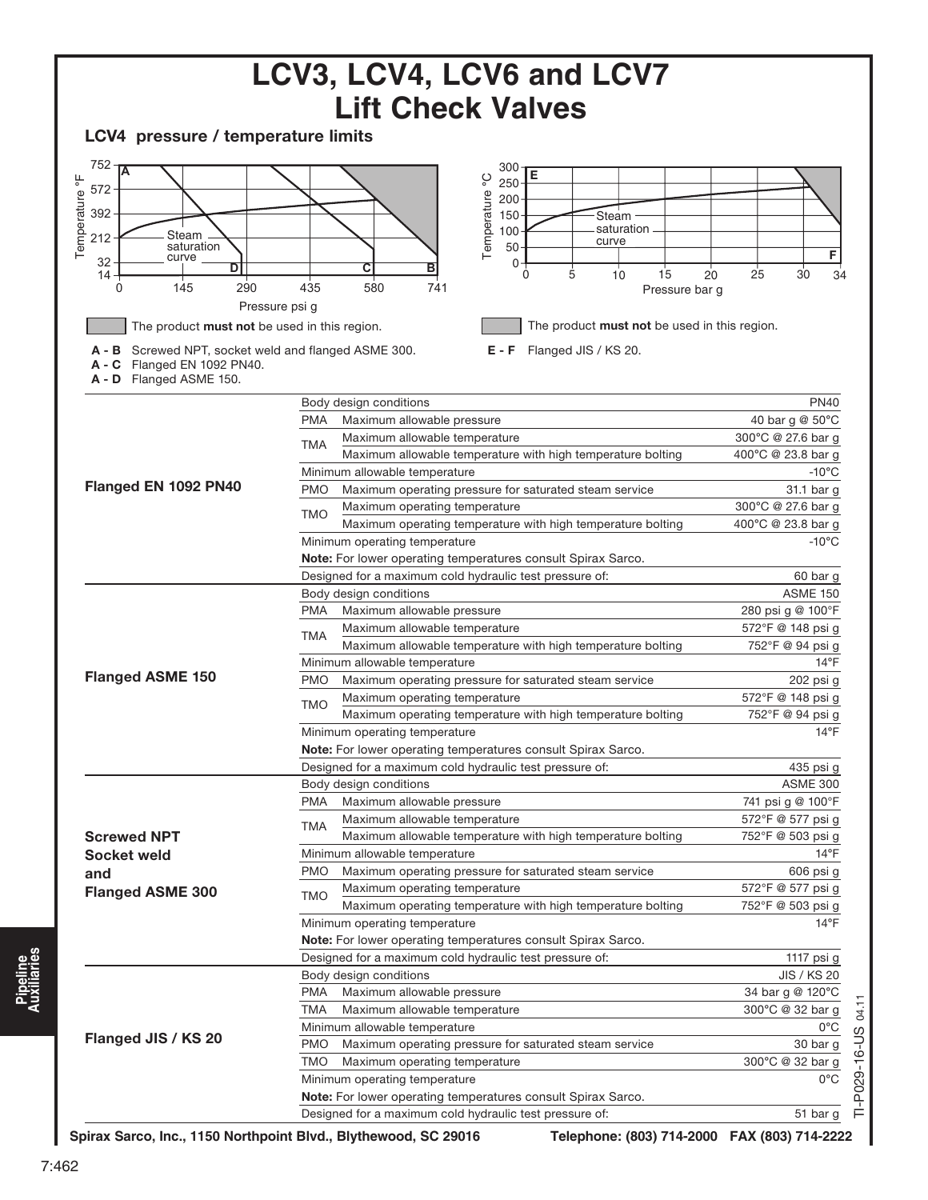# LCV3, LCV4, LCV6 and LCV7 Lift Check Valves

## LCV4 pressure / temperature limits

The product **must not** be used in this region.

**A - B** Screwed NPT, socket weld and flanged ASME 300.
**A - C** Flanged EN 1092 PN40.
**A - D** Flanged ASME 150.

The product **must not** be used in this region.

**E - F** Flanged JIS / KS 20.

| | | | |
|---|---|---|---|
| **Flanged EN 1092 PN40** | Body design conditions | | PN40 |
| | PMA | Maximum allowable pressure | 40 bar g @ 50°C |
| | TMA | Maximum allowable temperature | 300°C @ 27.6 bar g |
| | | Maximum allowable temperature with high temperature bolting | 400°C @ 23.8 bar g |
| | Minimum allowable temperature | | -10°C |
| | PMO | Maximum operating pressure for saturated steam service | 31.1 bar g |
| | TMO | Maximum operating temperature | 300°C @ 27.6 bar g |
| | | Maximum operating temperature with high temperature bolting | 400°C @ 23.8 bar g |
| | Minimum operating temperature | | -10°C |
| | **Note:** For lower operating temperatures consult Spirax Sarco. | | |
| | Designed for a maximum cold hydraulic test pressure of: | | 60 bar g |
| **Flanged ASME 150** | Body design conditions | | ASME 150 |
| | PMA | Maximum allowable pressure | 280 psi g @ 100°F |
| | TMA | Maximum allowable temperature | 572°F @ 148 psi g |
| | | Maximum allowable temperature with high temperature bolting | 752°F @ 94 psi g |
| | Minimum allowable temperature | | 14°F |
| | PMO | Maximum operating pressure for saturated steam service | 202 psi g |
| | TMO | Maximum operating temperature | 572°F @ 148 psi g |
| | | Maximum operating temperature with high temperature bolting | 752°F @ 94 psi g |
| | Minimum operating temperature | | 14°F |
| | **Note:** For lower operating temperatures consult Spirax Sarco. | | |
| | Designed for a maximum cold hydraulic test pressure of: | | 435 psi g |
| **Screwed NPT Socket weld and Flanged ASME 300** | Body design conditions | | ASME 300 |
| | PMA | Maximum allowable pressure | 741 psi g @ 100°F |
| | TMA | Maximum allowable temperature | 572°F @ 577 psi g |
| | | Maximum allowable temperature with high temperature bolting | 752°F @ 503 psi g |
| | Minimum allowable temperature | | 14°F |
| | PMO | Maximum operating pressure for saturated steam service | 606 psi g |
| | TMO | Maximum operating temperature | 572°F @ 577 psi g |
| | | Maximum operating temperature with high temperature bolting | 752°F @ 503 psi g |
| | Minimum operating temperature | | 14°F |
| | **Note:** For lower operating temperatures consult Spirax Sarco. | | |
| | Designed for a maximum cold hydraulic test pressure of: | | 1117 psi g |
| **Flanged JIS / KS 20** | Body design conditions | | JIS / KS 20 |
| | PMA | Maximum allowable pressure | 34 bar g @ 120°C |
| | TMA | Maximum allowable temperature | 300°C @ 32 bar g |
| | Minimum allowable temperature | | 0°C |
| | PMO | Maximum operating pressure for saturated steam service | 30 bar g |
| | TMO | Maximum operating temperature | 300°C @ 32 bar g |
| | Minimum operating temperature | | 0°C |
| | **Note:** For lower operating temperatures consult Spirax Sarco. | | |
| | Designed for a maximum cold hydraulic test pressure of: | | 51 bar g |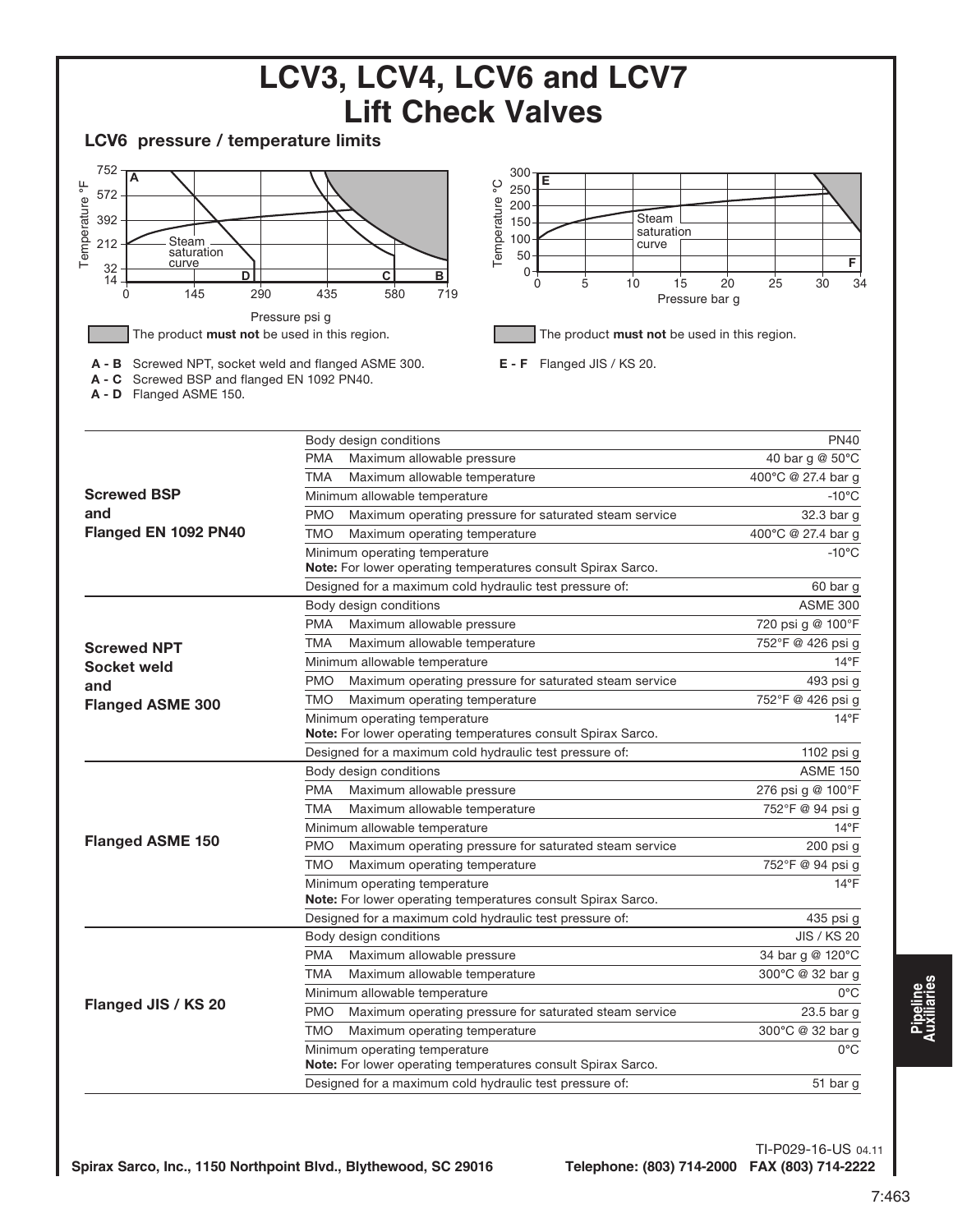# LCV3, LCV4, LCV6 and LCV7 Lift Check Valves

## LCV6 pressure / temperature limits

The product **must not** be used in this region.

**A - B** Screwed NPT, socket weld and flanged ASME 300.
**A - C** Screwed BSP and flanged EN 1092 PN40.
**A - D** Flanged ASME 150.

The product **must not** be used in this region.

**E - F** Flanged JIS / KS 20.

| | | |
|---|---|---|
| **Screwed BSP and Flanged EN 1092 PN40** | Body design conditions | PN40 |
| | PMA Maximum allowable pressure | 40 bar g @ 50°C |
| | TMA Maximum allowable temperature | 400°C @ 27.4 bar g |
| | Minimum allowable temperature | -10°C |
| | PMO Maximum operating pressure for saturated steam service | 32.3 bar g |
| | TMO Maximum operating temperature | 400°C @ 27.4 bar g |
| | Minimum operating temperature<br>**Note:** For lower operating temperatures consult Spirax Sarco. | -10°C |
| | Designed for a maximum cold hydraulic test pressure of: | 60 bar g |
| **Screwed NPT Socket weld and Flanged ASME 300** | Body design conditions | ASME 300 |
| | PMA Maximum allowable pressure | 720 psi g @ 100°F |
| | TMA Maximum allowable temperature | 752°F @ 426 psi g |
| | Minimum allowable temperature | 14°F |
| | PMO Maximum operating pressure for saturated steam service | 493 psi g |
| | TMO Maximum operating temperature | 752°F @ 426 psi g |
| | Minimum operating temperature<br>**Note:** For lower operating temperatures consult Spirax Sarco. | 14°F |
| | Designed for a maximum cold hydraulic test pressure of: | 1102 psi g |
| **Flanged ASME 150** | Body design conditions | ASME 150 |
| | PMA Maximum allowable pressure | 276 psi g @ 100°F |
| | TMA Maximum allowable temperature | 752°F @ 94 psi g |
| | Minimum allowable temperature | 14°F |
| | PMO Maximum operating pressure for saturated steam service | 200 psi g |
| | TMO Maximum operating temperature | 752°F @ 94 psi g |
| | Minimum operating temperature<br>**Note:** For lower operating temperatures consult Spirax Sarco. | 14°F |
| | Designed for a maximum cold hydraulic test pressure of: | 435 psi g |
| **Flanged JIS / KS 20** | Body design conditions | JIS / KS 20 |
| | PMA Maximum allowable pressure | 34 bar g @ 120°C |
| | TMA Maximum allowable temperature | 300°C @ 32 bar g |
| | Minimum allowable temperature | 0°C |
| | PMO Maximum operating pressure for saturated steam service | 23.5 bar g |
| | TMO Maximum operating temperature | 300°C @ 32 bar g |
| | Minimum operating temperature<br>**Note:** For lower operating temperatures consult Spirax Sarco. | 0°C |
| | Designed for a maximum cold hydraulic test pressure of: | 51 bar g |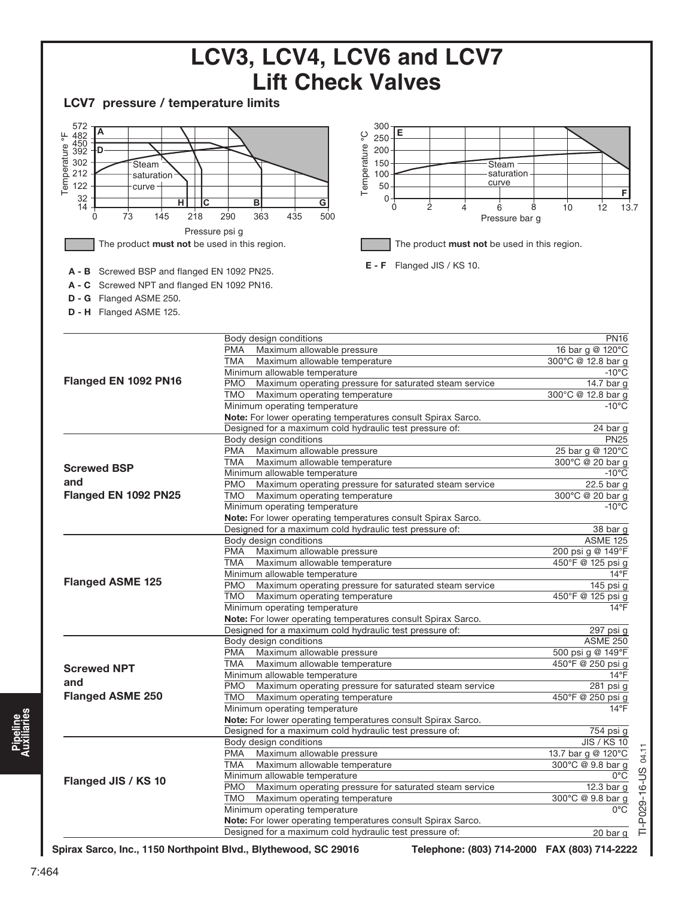# LCV3, LCV4, LCV6 and LCV7 Lift Check Valves

## LCV7 pressure / temperature limits

The product **must not** be used in this region.

**A - B** Screwed BSP and flanged EN 1092 PN25.

**A - C** Screwed NPT and flanged EN 1092 PN16.

**D - G** Flanged ASME 250.

**D - H** Flanged ASME 125.

The product **must not** be used in this region.

**E - F** Flanged JIS / KS 10.

| | | |
|---|---|---|
| **Flanged EN 1092 PN16** | Body design conditions | PN16 |
| | PMA Maximum allowable pressure | 16 bar g @ 120°C |
| | TMA Maximum allowable temperature | 300°C @ 12.8 bar g |
| | Minimum allowable temperature | -10°C |
| | PMO Maximum operating pressure for saturated steam service | 14.7 bar g |
| | TMO Maximum operating temperature | 300°C @ 12.8 bar g |
| | Minimum operating temperature | -10°C |
| | **Note:** For lower operating temperatures consult Spirax Sarco. | |
| | Designed for a maximum cold hydraulic test pressure of: | 24 bar g |
| **Screwed BSP and Flanged EN 1092 PN25** | Body design conditions | PN25 |
| | PMA Maximum allowable pressure | 25 bar g @ 120°C |
| | TMA Maximum allowable temperature | 300°C @ 20 bar g |
| | Minimum allowable temperature | -10°C |
| | PMO Maximum operating pressure for saturated steam service | 22.5 bar g |
| | TMO Maximum operating temperature | 300°C @ 20 bar g |
| | Minimum operating temperature | -10°C |
| | **Note:** For lower operating temperatures consult Spirax Sarco. | |
| | Designed for a maximum cold hydraulic test pressure of: | 38 bar g |
| **Flanged ASME 125** | Body design conditions | ASME 125 |
| | PMA Maximum allowable pressure | 200 psi g @ 149°F |
| | TMA Maximum allowable temperature | 450°F @ 125 psi g |
| | Minimum allowable temperature | 14°F |
| | PMO Maximum operating pressure for saturated steam service | 145 psi g |
| | TMO Maximum operating temperature | 450°F @ 125 psi g |
| | Minimum operating temperature | 14°F |
| | **Note:** For lower operating temperatures consult Spirax Sarco. | |
| | Designed for a maximum cold hydraulic test pressure of: | 297 psi g |
| **Screwed NPT and Flanged ASME 250** | Body design conditions | ASME 250 |
| | PMA Maximum allowable pressure | 500 psi g @ 149°F |
| | TMA Maximum allowable temperature | 450°F @ 250 psi g |
| | Minimum allowable temperature | 14°F |
| | PMO Maximum operating pressure for saturated steam service | 281 psi g |
| | TMO Maximum operating temperature | 450°F @ 250 psi g |
| | Minimum operating temperature | 14°F |
| | **Note:** For lower operating temperatures consult Spirax Sarco. | |
| | Designed for a maximum cold hydraulic test pressure of: | 754 psi g |
| **Flanged JIS / KS 10** | Body design conditions | JIS / KS 10 |
| | PMA Maximum allowable pressure | 13.7 bar g @ 120°C |
| | TMA Maximum allowable temperature | 300°C @ 9.8 bar g |
| | Minimum allowable temperature | 0°C |
| | PMO Maximum operating pressure for saturated steam service | 12.3 bar g |
| | TMO Maximum operating temperature | 300°C @ 9.8 bar g |
| | Minimum operating temperature | 0°C |
| | **Note:** For lower operating temperatures consult Spirax Sarco. | |
| | Designed for a maximum cold hydraulic test pressure of: | 20 bar g |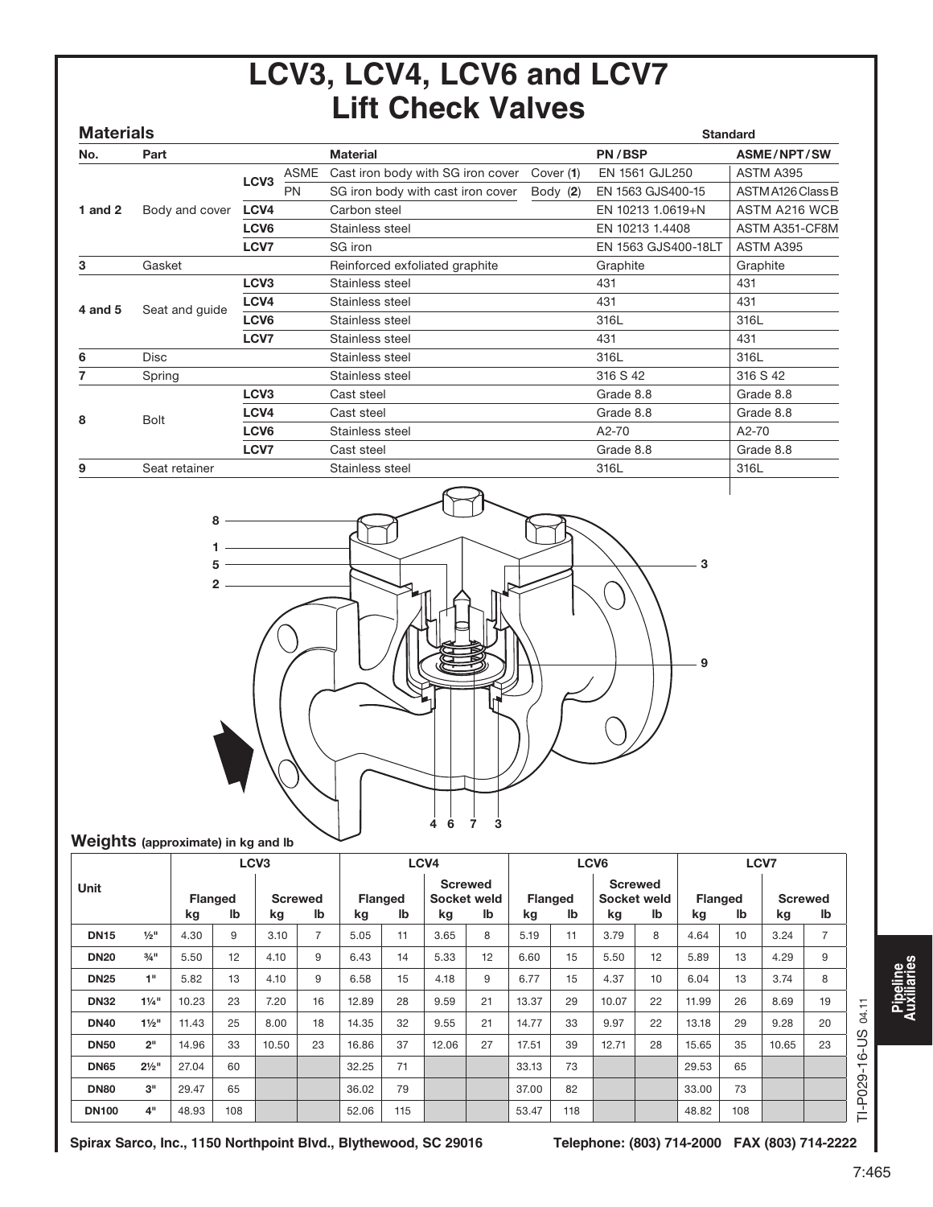# LCV3, LCV4, LCV6 and LCV7 Lift Check Valves

## Materials

| No. | Part | | | Material | | Standard PN/BSP | Standard ASME/NPT/SW |
|---|---|---|---|---|---|---|---|
| 1 and 2 | Body and cover | LCV3 | ASME | Cast iron body with SG iron cover | Cover (1) | EN 1561 GJL250 | ASTM A395 |
| | | | PN | SG iron body with cast iron cover | Body (2) | EN 1563 GJS400-15 | ASTM A126 Class B |
| | | LCV4 | | Carbon steel | | EN 10213 1.0619+N | ASTM A216 WCB |
| | | LCV6 | | Stainless steel | | EN 10213 1.4408 | ASTM A351-CF8M |
| | | LCV7 | | SG iron | | EN 1563 GJS400-18LT | ASTM A395 |
| 3 | Gasket | | | Reinforced exfoliated graphite | | Graphite | Graphite |
| 4 and 5 | Seat and guide | LCV3 | | Stainless steel | | 431 | 431 |
| | | LCV4 | | Stainless steel | | 431 | 431 |
| | | LCV6 | | Stainless steel | | 316L | 316L |
| | | LCV7 | | Stainless steel | | 431 | 431 |
| 6 | Disc | | | Stainless steel | | 316L | 316L |
| 7 | Spring | | | Stainless steel | | 316 S 42 | 316 S 42 |
| 8 | Bolt | LCV3 | | Cast steel | | Grade 8.8 | Grade 8.8 |
| | | LCV4 | | Cast steel | | Grade 8.8 | Grade 8.8 |
| | | LCV6 | | Stainless steel | | A2-70 | A2-70 |
| | | LCV7 | | Cast steel | | Grade 8.8 | Grade 8.8 |
| 9 | Seat retainer | | | Stainless steel | | 316L | 316L |

## Weights (approximate) in kg and lb

| Unit | | LCV3 Flanged kg | LCV3 Flanged lb | LCV3 Screwed kg | LCV3 Screwed lb | LCV4 Flanged kg | LCV4 Flanged lb | LCV4 Screwed Socket weld kg | LCV4 Screwed Socket weld lb | LCV6 Flanged kg | LCV6 Flanged lb | LCV6 Screwed Socket weld kg | LCV6 Screwed Socket weld lb | LCV7 Flanged kg | LCV7 Flanged lb | LCV7 Screwed kg | LCV7 Screwed lb |
|---|---|---|---|---|---|---|---|---|---|---|---|---|---|---|---|---|---|
| DN15 | ½" | 4.30 | 9 | 3.10 | 7 | 5.05 | 11 | 3.65 | 8 | 5.19 | 11 | 3.79 | 8 | 4.64 | 10 | 3.24 | 7 |
| DN20 | ¾" | 5.50 | 12 | 4.10 | 9 | 6.43 | 14 | 5.33 | 12 | 6.60 | 15 | 5.50 | 12 | 5.89 | 13 | 4.29 | 9 |
| DN25 | 1" | 5.82 | 13 | 4.10 | 9 | 6.58 | 15 | 4.18 | 9 | 6.77 | 15 | 4.37 | 10 | 6.04 | 13 | 3.74 | 8 |
| DN32 | 1¼" | 10.23 | 23 | 7.20 | 16 | 12.89 | 28 | 9.59 | 21 | 13.37 | 29 | 10.07 | 22 | 11.99 | 26 | 8.69 | 19 |
| DN40 | 1½" | 11.43 | 25 | 8.00 | 18 | 14.35 | 32 | 9.55 | 21 | 14.77 | 33 | 9.97 | 22 | 13.18 | 29 | 9.28 | 20 |
| DN50 | 2" | 14.96 | 33 | 10.50 | 23 | 16.86 | 37 | 12.06 | 27 | 17.51 | 39 | 12.71 | 28 | 15.65 | 35 | 10.65 | 23 |
| DN65 | 2½" | 27.04 | 60 | | | 32.25 | 71 | | | 33.13 | 73 | | | 29.53 | 65 | | |
| DN80 | 3" | 29.47 | 65 | | | 36.02 | 79 | | | 37.00 | 82 | | | 33.00 | 73 | | |
| DN100 | 4" | 48.93 | 108 | | | 52.06 | 115 | | | 53.47 | 118 | | | 48.82 | 108 | | |

Spirax Sarco, Inc., 1150 Northpoint Blvd., Blythewood, SC 29016 Telephone: (803) 714-2000 FAX (803) 714-2222

TI-P029-16-US 04.11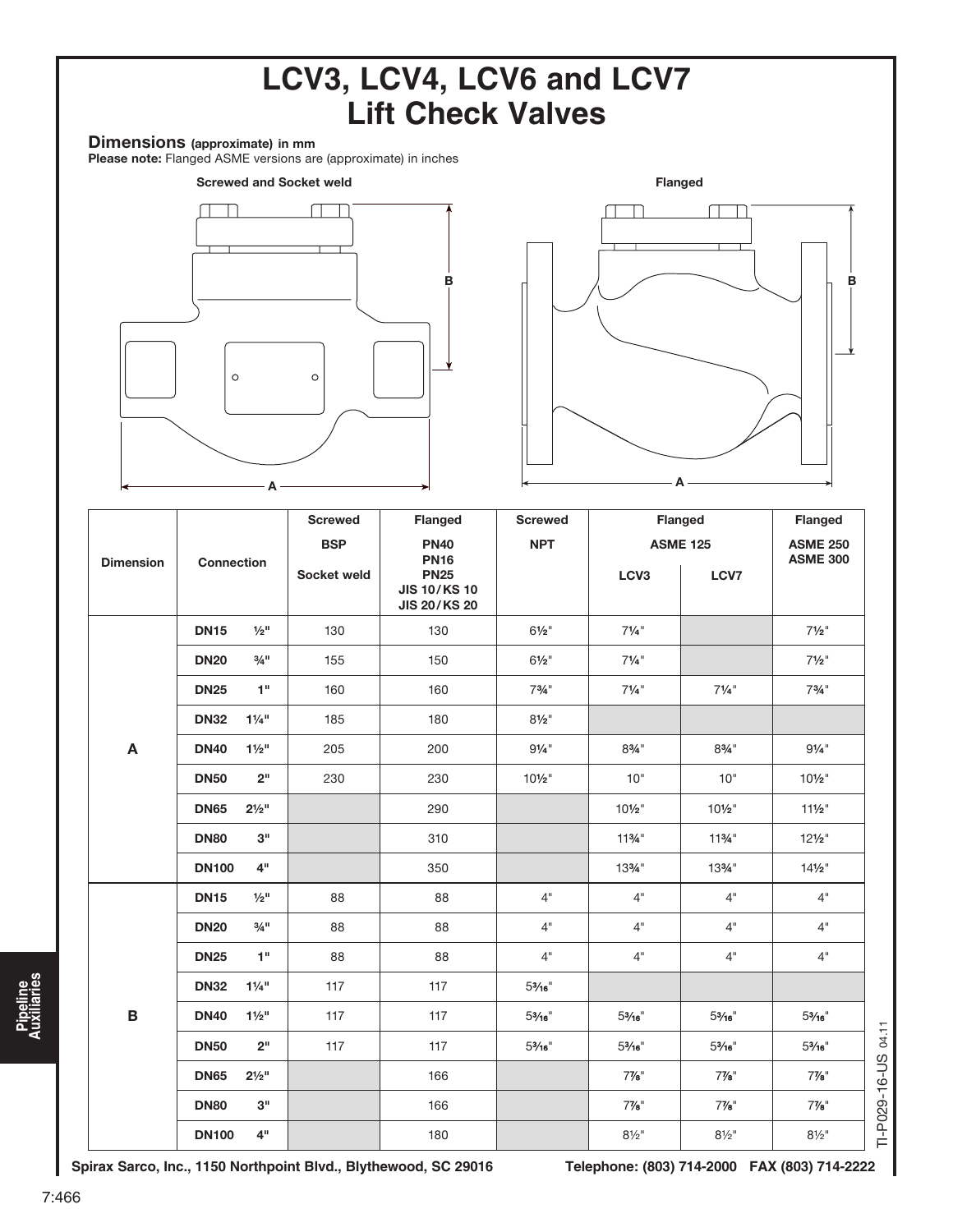# LCV3, LCV4, LCV6 and LCV7 Lift Check Valves

**Dimensions** (approximate) in mm
**Please note:** Flanged ASME versions are (approximate) in inches

Screwed and Socket weld

Flanged

| Dimension | Connection | | Screwed BSP Socket weld | Flanged PN40 PN16 PN25 JIS 10/KS 10 JIS 20/KS 20 | Screwed NPT | Flanged ASME 125 | | Flanged ASME 250 ASME 300 |
|---|---|---|---|---|---|---|---|---|
| | | | | | | LCV3 | LCV7 | |
| A | DN15 | ½" | 130 | 130 | 6½" | 7¼" | | 7½" |
| | DN20 | ¾" | 155 | 150 | 6½" | 7¼" | | 7½" |
| | DN25 | 1" | 160 | 160 | 7¾" | 7¼" | 7¼" | 7¾" |
| | DN32 | 1¼" | 185 | 180 | 8½" | | | |
| | DN40 | 1½" | 205 | 200 | 9¼" | 8¾" | 8¾" | 9¼" |
| | DN50 | 2" | 230 | 230 | 10½" | 10" | 10" | 10½" |
| | DN65 | 2½" | | 290 | | 10½" | 10½" | 11½" |
| | DN80 | 3" | | 310 | | 11¾" | 11¾" | 12½" |
| | DN100 | 4" | | 350 | | 13¾" | 13¾" | 14½" |
| B | DN15 | ½" | 88 | 88 | 4" | 4" | 4" | 4" |
| | DN20 | ¾" | 88 | 88 | 4" | 4" | 4" | 4" |
| | DN25 | 1" | 88 | 88 | 4" | 4" | 4" | 4" |
| | DN32 | 1¼" | 117 | 117 | 5³⁄₁₆" | | | |
| | DN40 | 1½" | 117 | 117 | 5³⁄₁₆" | 5³⁄₁₆" | 5³⁄₁₆" | 5³⁄₁₆" |
| | DN50 | 2" | 117 | 117 | 5³⁄₁₆" | 5³⁄₁₆" | 5³⁄₁₆" | 5³⁄₁₆" |
| | DN65 | 2½" | | 166 | | 7⅞" | 7⅞" | 7⅞" |
| | DN80 | 3" | | 166 | | 7⅞" | 7⅞" | 7⅞" |
| | DN100 | 4" | | 180 | | 8½" | 8½" | 8½" |

TI-P029-16-US 04.11

Spirax Sarco, Inc., 1150 Northpoint Blvd., Blythewood, SC 29016 Telephone: (803) 714-2000 FAX (803) 714-2222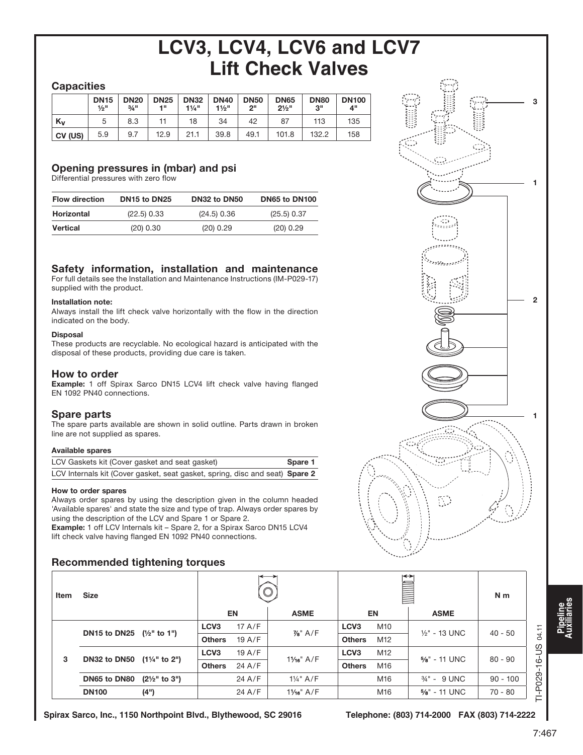# LCV3, LCV4, LCV6 and LCV7 Lift Check Valves

## Capacities

| | DN15 ½" | DN20 ¾" | DN25 1" | DN32 1¼" | DN40 1½" | DN50 2" | DN65 2½" | DN80 3" | DN100 4" |
|---|---|---|---|---|---|---|---|---|---|
| $K_v$ | 5 | 8.3 | 11 | 18 | 34 | 42 | 87 | 113 | 135 |
| CV (US) | 5.9 | 9.7 | 12.9 | 21.1 | 39.8 | 49.1 | 101.8 | 132.2 | 158 |

## Opening pressures in (mbar) and psi

Differential pressures with zero flow

| Flow direction | DN15 to DN25 | DN32 to DN50 | DN65 to DN100 |
|---|---|---|---|
| **Horizontal** | (22.5) 0.33 | (24.5) 0.36 | (25.5) 0.37 |
| **Vertical** | (20) 0.30 | (20) 0.29 | (20) 0.29 |

## Safety information, installation and maintenance

For full details see the Installation and Maintenance Instructions (IM-P029-17) supplied with the product.

**Installation note:**
Always install the lift check valve horizontally with the flow in the direction indicated on the body.

**Disposal**
These products are recyclable. No ecological hazard is anticipated with the disposal of these products, providing due care is taken.

## How to order

**Example:** 1 off Spirax Sarco DN15 LCV4 lift check valve having flanged EN 1092 PN40 connections.

## Spare parts

The spare parts available are shown in solid outline. Parts drawn in broken line are not supplied as spares.

**Available spares**

| | |
|---|---|
| LCV Gaskets kit (Cover gasket and seat gasket) | **Spare 1** |
| LCV Internals kit (Cover gasket, seat gasket, spring, disc and seat) | **Spare 2** |

**How to order spares**
Always order spares by using the description given in the column headed 'Available spares' and state the size and type of trap. Always order spares by using the description of the LCV and Spare 1 or Spare 2.
**Example:** 1 off LCV Internals kit – Spare 2, for a Spirax Sarco DN15 LCV4 lift check valve having flanged EN 1092 PN40 connections.

3
1
2
1

## Recommended tightening torques

| Item | Size | EN (A/F) | | ASME (A/F) | EN (thread) | | ASME (thread) | N m |
|---|---|---|---|---|---|---|---|---|
| 3 | DN15 to DN25 (½" to 1") | LCV3 | 17 A/F | ⅞" A/F | LCV3 | M10 | ½" - 13 UNC | 40 - 50 |
| | | Others | 19 A/F | | Others | M12 | | |
| | DN32 to DN50 (1¼" to 2") | LCV3 | 19 A/F | 1¹⁄₁₆" A/F | LCV3 | M12 | ⅝" - 11 UNC | 80 - 90 |
| | | Others | 24 A/F | | Others | M16 | | |
| | DN65 to DN80 (2½" to 3") | | 24 A/F | 1¼" A/F | | M16 | ¾" - 9 UNC | 90 - 100 |
| | DN100 (4") | | 24 A/F | 1¹⁄₁₆" A/F | | M16 | ⅝" - 11 UNC | 70 - 80 |

Spirax Sarco, Inc., 1150 Northpoint Blvd., Blythewood, SC 29016 Telephone: (803) 714-2000 FAX (803) 714-2222

TI-P029-16-US 04.11

Pipeline Auxiliaries